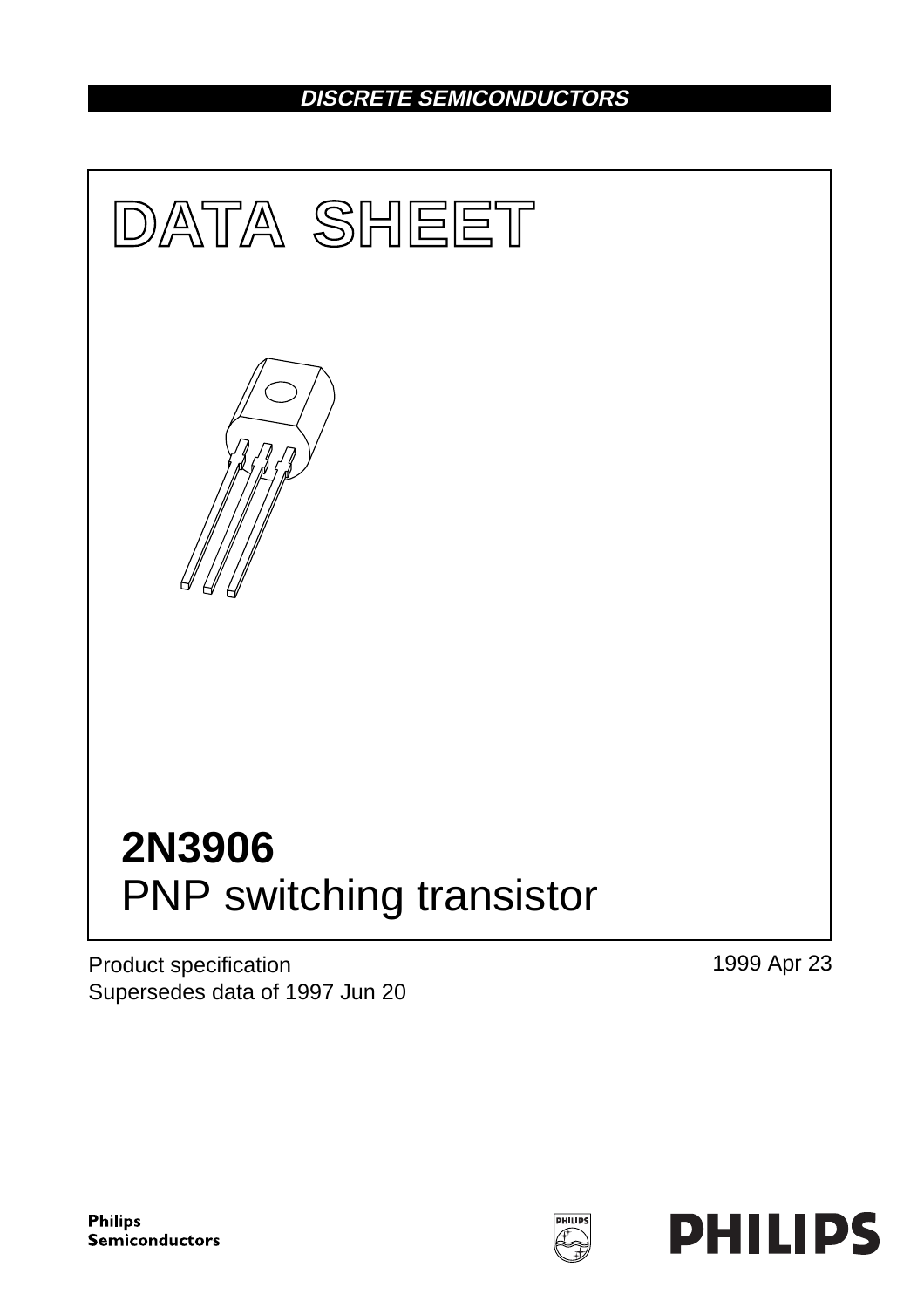DISCRETE SEMICONDUCTORS

# DATA SHEET

# 2N3906
## PNP switching transistor

Product specification
Supersedes data of 1997 Jun 20

1999 Apr 23

Philips Semiconductors

PHILIPS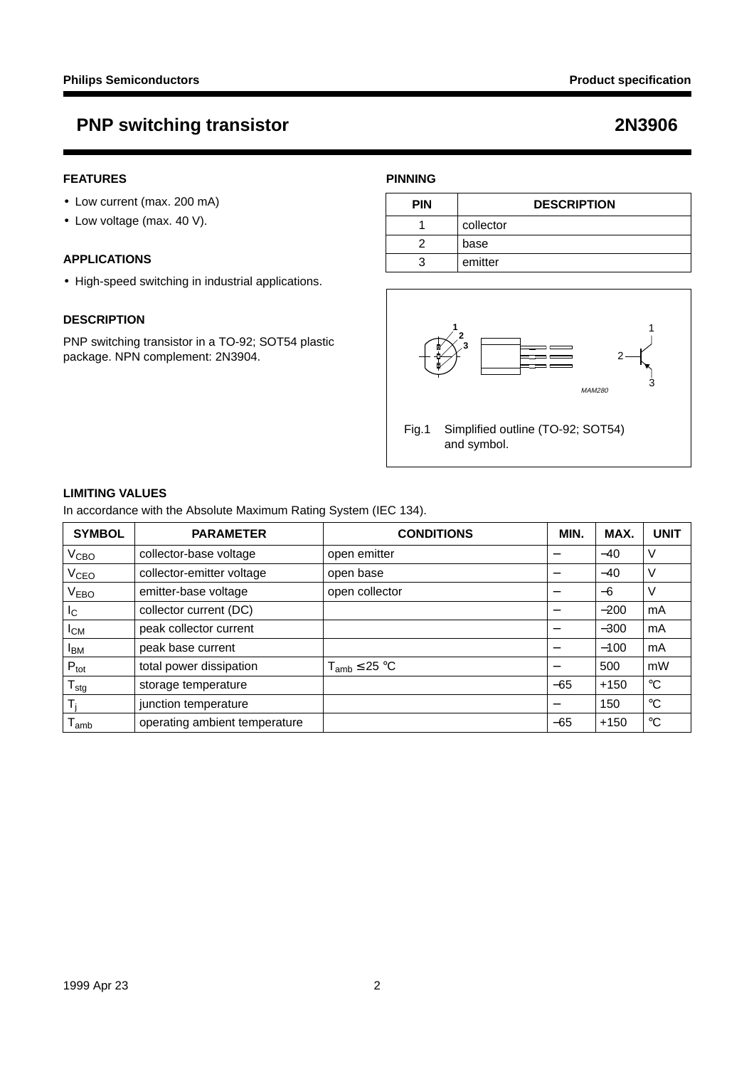# PNP switching transistor — 2N3906

## FEATURES

- Low current (max. 200 mA)
- Low voltage (max. 40 V).

## APPLICATIONS

- High-speed switching in industrial applications.

## DESCRIPTION

PNP switching transistor in a TO-92; SOT54 plastic package. NPN complement: 2N3904.

## PINNING

| PIN | DESCRIPTION |
|---|---|
| 1 | collector |
| 2 | base |
| 3 | emitter |

Fig.1 Simplified outline (TO-92; SOT54) and symbol.

## LIMITING VALUES

In accordance with the Absolute Maximum Rating System (IEC 134).

| SYMBOL | PARAMETER | CONDITIONS | MIN. | MAX. | UNIT |
|---|---|---|---|---|---|
| $V_{CBO}$ | collector-base voltage | open emitter | – | –40 | V |
| $V_{CEO}$ | collector-emitter voltage | open base | – | –40 | V |
| $V_{EBO}$ | emitter-base voltage | open collector | – | –6 | V |
| $I_C$ | collector current (DC) | | – | –200 | mA |
| $I_{CM}$ | peak collector current | | – | –300 | mA |
| $I_{BM}$ | peak base current | | – | –100 | mA |
| $P_{tot}$ | total power dissipation | $T_{amb} \leq 25$ °C | – | 500 | mW |
| $T_{stg}$ | storage temperature | | –65 | +150 | °C |
| $T_j$ | junction temperature | | – | 150 | °C |
| $T_{amb}$ | operating ambient temperature | | –65 | +150 | °C |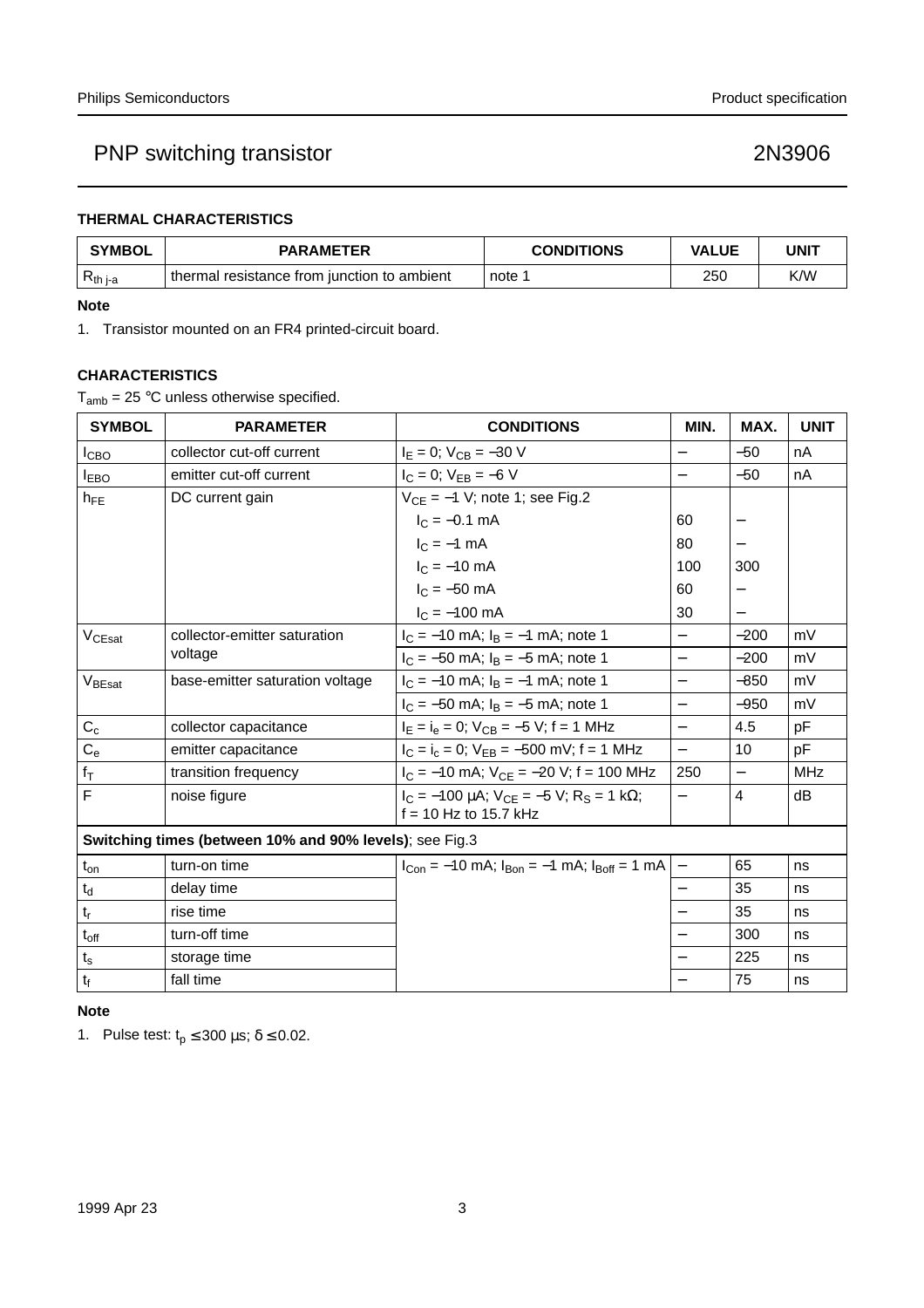### THERMAL CHARACTERISTICS

| SYMBOL | PARAMETER | CONDITIONS | VALUE | UNIT |
|---|---|---|---|---|
| $R_{th\ j\text{-}a}$ | thermal resistance from junction to ambient | note 1 | 250 | K/W |

**Note**

1. Transistor mounted on an FR4 printed-circuit board.

### CHARACTERISTICS

$T_{amb}$ = 25 °C unless otherwise specified.

| SYMBOL | PARAMETER | CONDITIONS | MIN. | MAX. | UNIT |
|---|---|---|---|---|---|
| $I_{CBO}$ | collector cut-off current | $I_E = 0$; $V_{CB} = -30$ V | − | −50 | nA |
| $I_{EBO}$ | emitter cut-off current | $I_C = 0$; $V_{EB} = -6$ V | − | −50 | nA |
| $h_{FE}$ | DC current gain | $V_{CE} = -1$ V; note 1; see Fig.2 | | | |
| | | $I_C = -0.1$ mA | 60 | − | |
| | | $I_C = -1$ mA | 80 | − | |
| | | $I_C = -10$ mA | 100 | 300 | |
| | | $I_C = -50$ mA | 60 | − | |
| | | $I_C = -100$ mA | 30 | − | |
| $V_{CEsat}$ | collector-emitter saturation voltage | $I_C = -10$ mA; $I_B = -1$ mA; note 1 | − | −200 | mV |
| | | $I_C = -50$ mA; $I_B = -5$ mA; note 1 | − | −200 | mV |
| $V_{BEsat}$ | base-emitter saturation voltage | $I_C = -10$ mA; $I_B = -1$ mA; note 1 | − | −850 | mV |
| | | $I_C = -50$ mA; $I_B = -5$ mA; note 1 | − | −950 | mV |
| $C_c$ | collector capacitance | $I_E = i_e = 0$; $V_{CB} = -5$ V; f = 1 MHz | − | 4.5 | pF |
| $C_e$ | emitter capacitance | $I_C = i_c = 0$; $V_{EB} = -500$ mV; f = 1 MHz | − | 10 | pF |
| $f_T$ | transition frequency | $I_C = -10$ mA; $V_{CE} = -20$ V; f = 100 MHz | 250 | − | MHz |
| F | noise figure | $I_C = -100$ μA; $V_{CE} = -5$ V; $R_S = 1$ kΩ; f = 10 Hz to 15.7 kHz | − | 4 | dB |
| **Switching times (between 10% and 90% levels)**; see Fig.3 | | | | | |
| $t_{on}$ | turn-on time | $I_{Con} = -10$ mA; $I_{Bon} = -1$ mA; $I_{Boff} = 1$ mA | − | 65 | ns |
| $t_d$ | delay time | | − | 35 | ns |
| $t_r$ | rise time | | − | 35 | ns |
| $t_{off}$ | turn-off time | | − | 300 | ns |
| $t_s$ | storage time | | − | 225 | ns |
| $t_f$ | fall time | | − | 75 | ns |

**Note**

1. Pulse test: $t_p \leq 300$ μs; $\delta \leq 0.02$.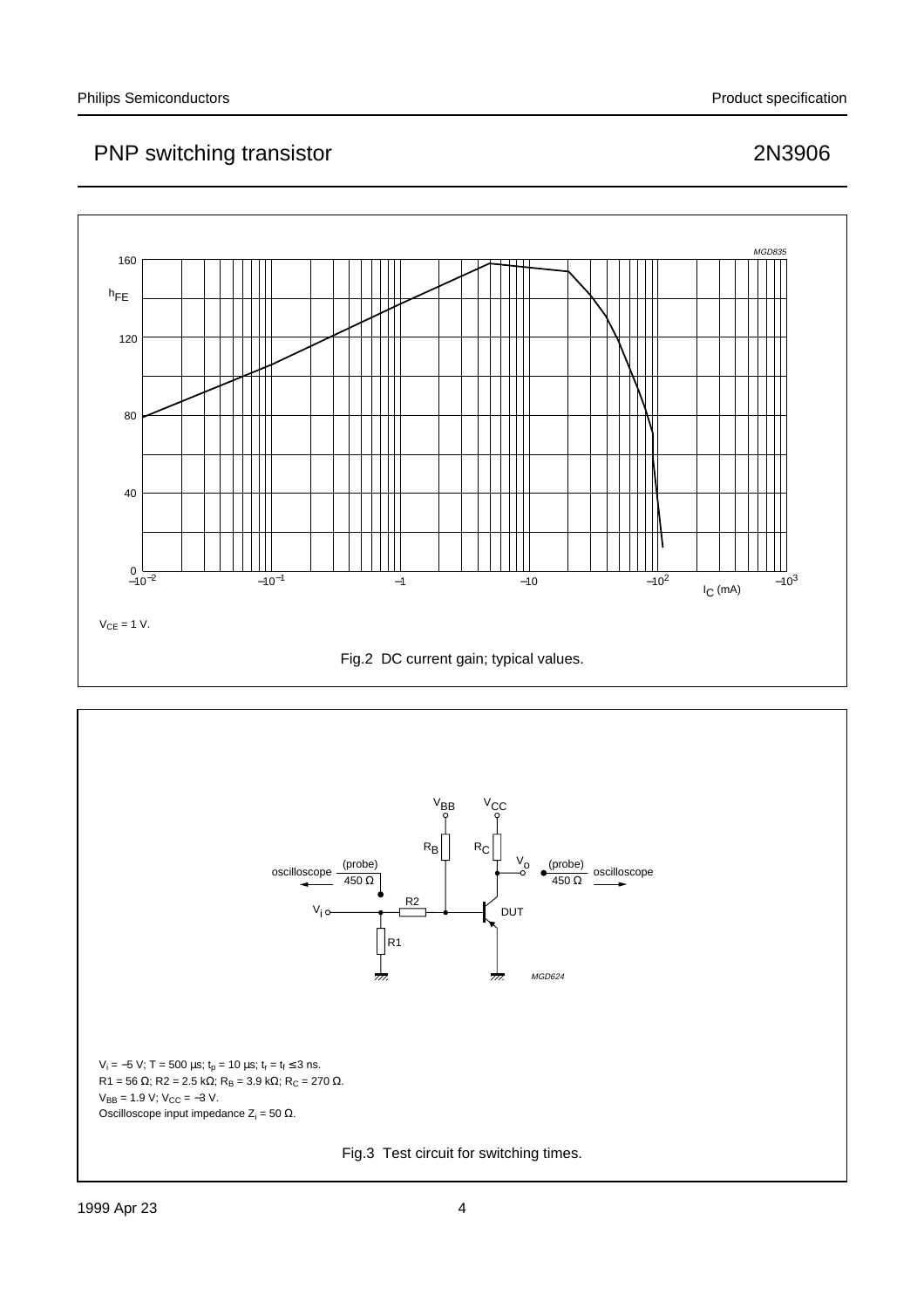$V_{CE}$ = 1 V.

Fig.2 DC current gain; typical values.

$V_i$ = −5 V; T = 500 µs; $t_p$ = 10 µs; $t_r$ = $t_f$ ≤ 3 ns.

R1 = 56 Ω; R2 = 2.5 kΩ; $R_B$ = 3.9 kΩ; $R_C$ = 270 Ω.

$V_{BB}$ = 1.9 V; $V_{CC}$ = −3 V.

Oscilloscope input impedance $Z_i$ = 50 Ω.

Fig.3 Test circuit for switching times.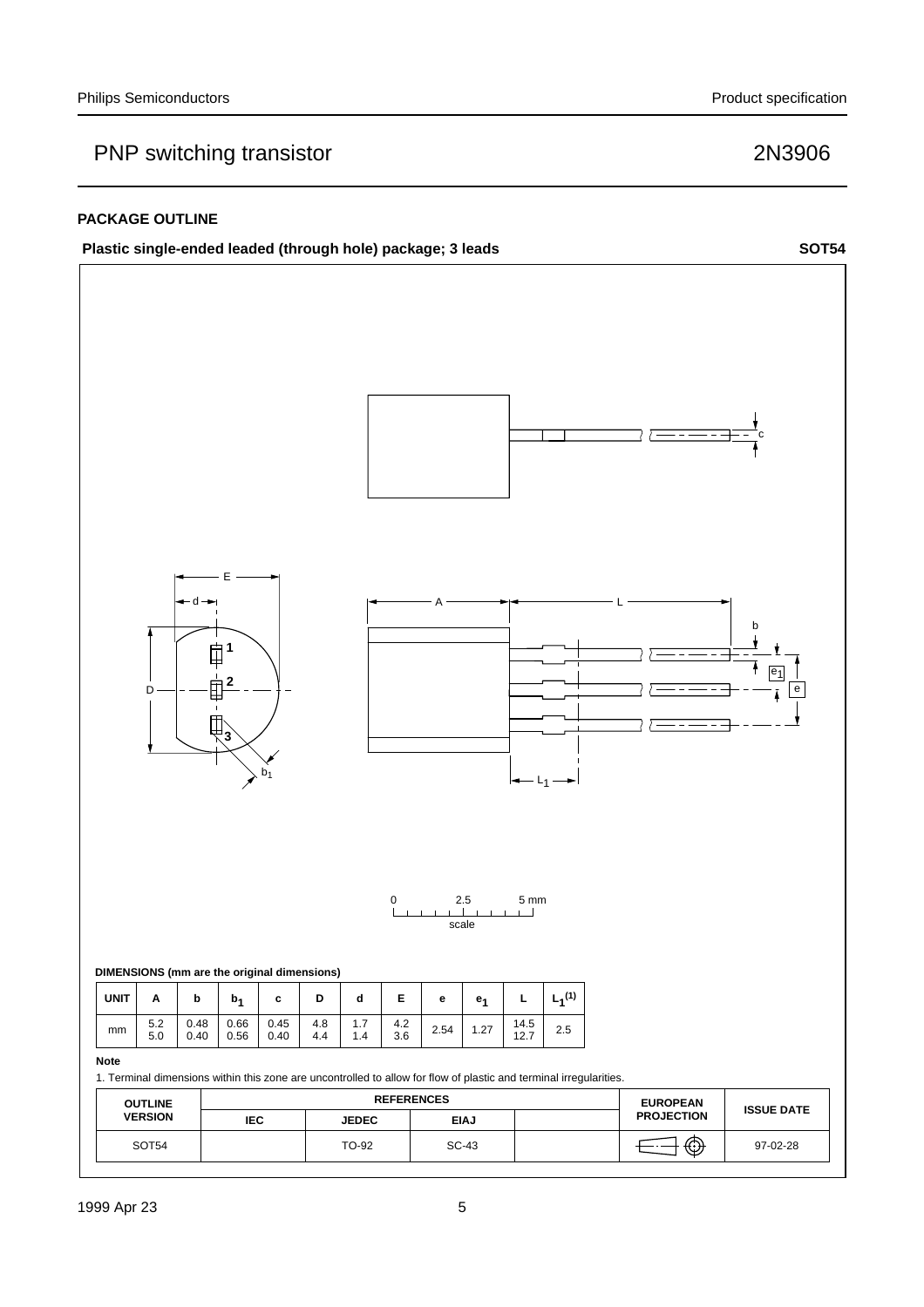## PACKAGE OUTLINE

**Plastic single-ended leaded (through hole) package; 3 leads** **SOT54**

**DIMENSIONS (mm are the original dimensions)**

| UNIT | A | b | $b_1$ | c | D | d | E | e | $e_1$ | L | $L_1^{(1)}$ |
|---|---|---|---|---|---|---|---|---|---|---|---|
| mm | 5.2<br>5.0 | 0.48<br>0.40 | 0.66<br>0.56 | 0.45<br>0.40 | 4.8<br>4.4 | 1.7<br>1.4 | 4.2<br>3.6 | 2.54 | 1.27 | 14.5<br>12.7 | 2.5 |

**Note**

1. Terminal dimensions within this zone are uncontrolled to allow for flow of plastic and terminal irregularities.

| OUTLINE VERSION | REFERENCES | | | | EUROPEAN PROJECTION | ISSUE DATE |
|---|---|---|---|---|---|---|
| | IEC | JEDEC | EIAJ | | | |
| SOT54 | | TO-92 | SC-43 | | | 97-02-28 |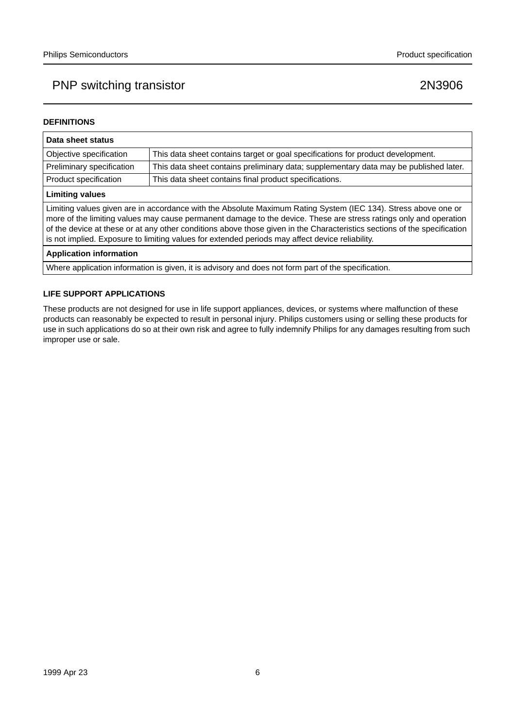## DEFINITIONS

| Data sheet status | |
|---|---|
| Objective specification | This data sheet contains target or goal specifications for product development. |
| Preliminary specification | This data sheet contains preliminary data; supplementary data may be published later. |
| Product specification | This data sheet contains final product specifications. |
| **Limiting values** | |
| Limiting values given are in accordance with the Absolute Maximum Rating System (IEC 134). Stress above one or more of the limiting values may cause permanent damage to the device. These are stress ratings only and operation of the device at these or at any other conditions above those given in the Characteristics sections of the specification is not implied. Exposure to limiting values for extended periods may affect device reliability. | |
| **Application information** | |
| Where application information is given, it is advisory and does not form part of the specification. | |

## LIFE SUPPORT APPLICATIONS

These products are not designed for use in life support appliances, devices, or systems where malfunction of these products can reasonably be expected to result in personal injury. Philips customers using or selling these products for use in such applications do so at their own risk and agree to fully indemnify Philips for any damages resulting from such improper use or sale.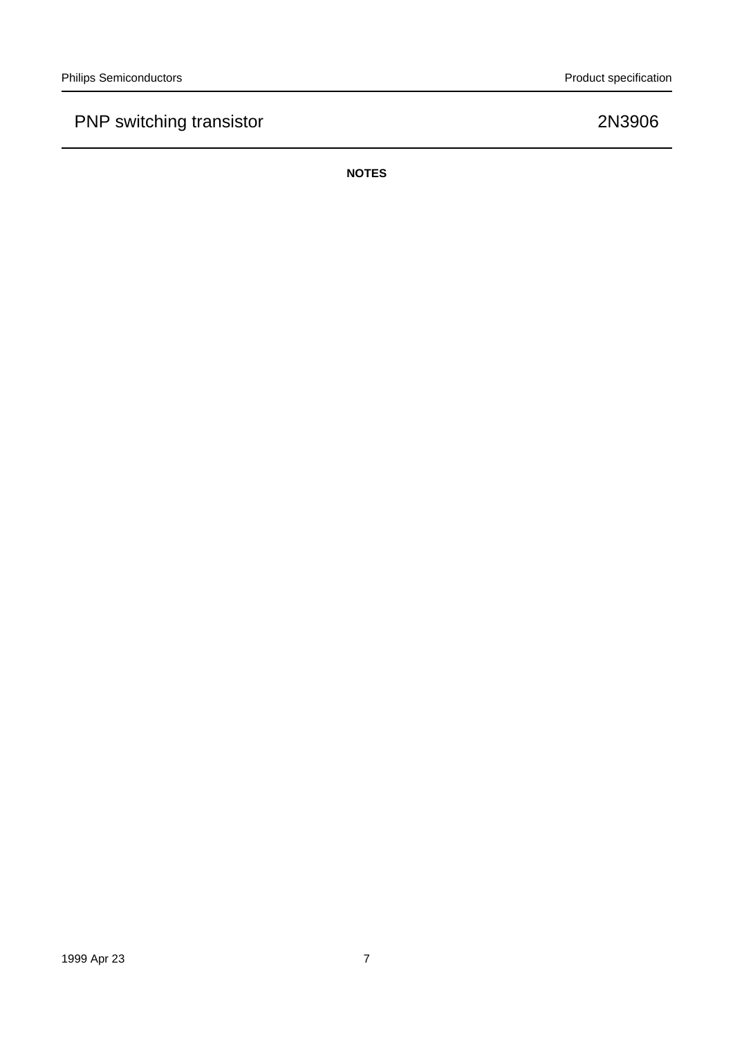**NOTES**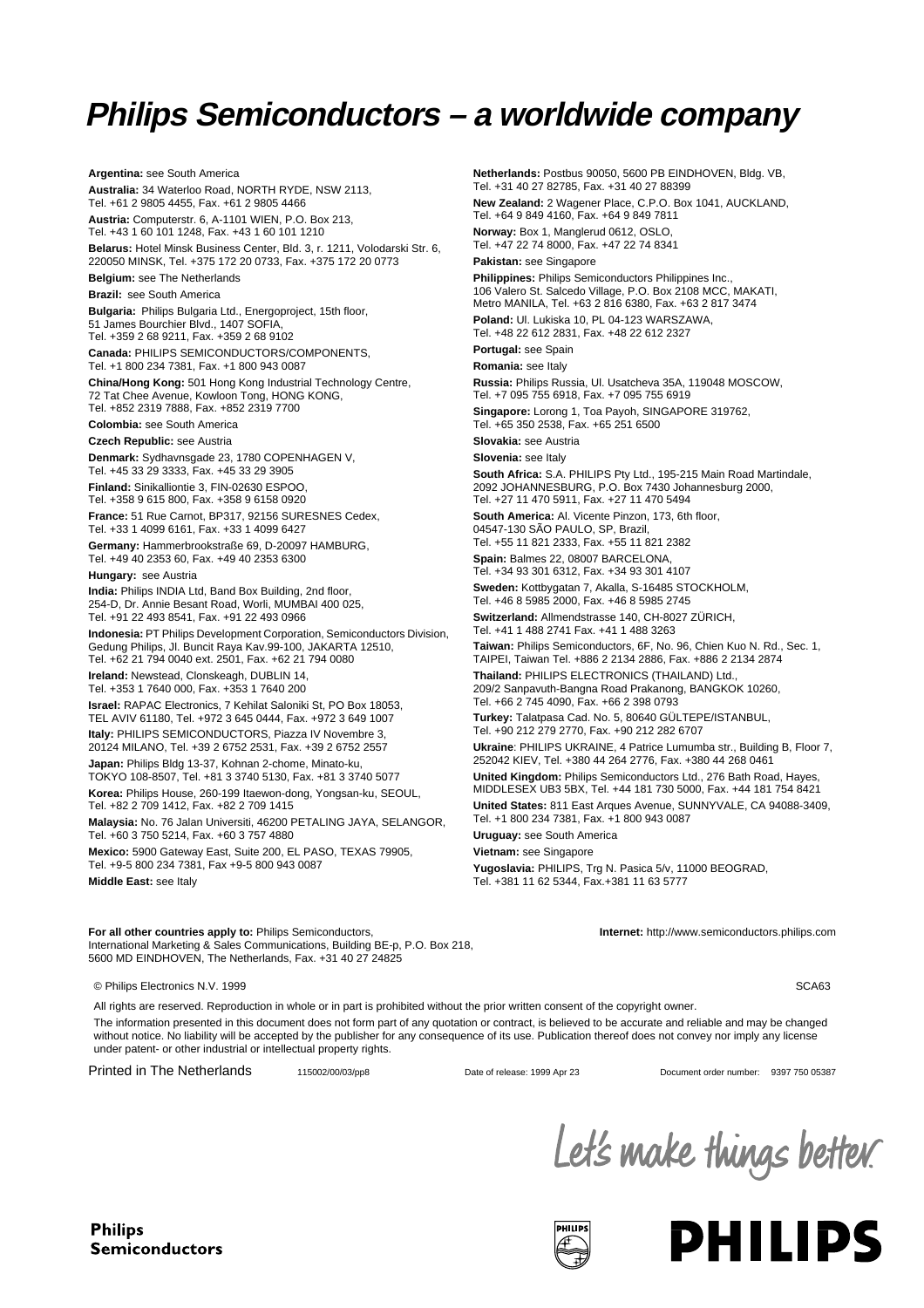# *Philips Semiconductors – a worldwide company*

**Argentina:** see South America

**Australia:** 34 Waterloo Road, NORTH RYDE, NSW 2113, Tel. +61 2 9805 4455, Fax. +61 2 9805 4466

**Austria:** Computerstr. 6, A-1101 WIEN, P.O. Box 213, Tel. +43 1 60 101 1248, Fax. +43 1 60 101 1210

**Belarus:** Hotel Minsk Business Center, Bld. 3, r. 1211, Volodarski Str. 6, 220050 MINSK, Tel. +375 172 20 0733, Fax. +375 172 20 0773

**Belgium:** see The Netherlands

**Brazil:** see South America

**Bulgaria:** Philips Bulgaria Ltd., Energoproject, 15th floor, 51 James Bourchier Blvd., 1407 SOFIA, Tel. +359 2 68 9211, Fax. +359 2 68 9102

**Canada:** PHILIPS SEMICONDUCTORS/COMPONENTS, Tel. +1 800 234 7381, Fax. +1 800 943 0087

**China/Hong Kong:** 501 Hong Kong Industrial Technology Centre, 72 Tat Chee Avenue, Kowloon Tong, HONG KONG, Tel. +852 2319 7888, Fax. +852 2319 7700

**Colombia:** see South America

**Czech Republic:** see Austria

**Denmark:** Sydhavnsgade 23, 1780 COPENHAGEN V, Tel. +45 33 29 3333, Fax. +45 33 29 3905

**Finland:** Sinikalliontie 3, FIN-02630 ESPOO, Tel. +358 9 615 800, Fax. +358 9 6158 0920

**France:** 51 Rue Carnot, BP317, 92156 SURESNES Cedex, Tel. +33 1 4099 6161, Fax. +33 1 4099 6427

**Germany:** Hammerbrookstraße 69, D-20097 HAMBURG, Tel. +49 40 2353 60, Fax. +49 40 2353 6300

**Hungary:** see Austria

**India:** Philips INDIA Ltd, Band Box Building, 2nd floor, 254-D, Dr. Annie Besant Road, Worli, MUMBAI 400 025, Tel. +91 22 493 8541, Fax. +91 22 493 0966

**Indonesia:** PT Philips Development Corporation, Semiconductors Division, Gedung Philips, Jl. Buncit Raya Kav.99-100, JAKARTA 12510, Tel. +62 21 794 0040 ext. 2501, Fax. +62 21 794 0080

**Ireland:** Newstead, Clonskeagh, DUBLIN 14, Tel. +353 1 7640 000, Fax. +353 1 7640 200

**Israel:** RAPAC Electronics, 7 Kehilat Saloniki St, PO Box 18053, TEL AVIV 61180, Tel. +972 3 645 0444, Fax. +972 3 649 1007

**Italy:** PHILIPS SEMICONDUCTORS, Piazza IV Novembre 3, 20124 MILANO, Tel. +39 2 6752 2531, Fax. +39 2 6752 2557

**Japan:** Philips Bldg 13-37, Kohnan 2-chome, Minato-ku, TOKYO 108-8507, Tel. +81 3 3740 5130, Fax. +81 3 3740 5077

**Korea:** Philips House, 260-199 Itaewon-dong, Yongsan-ku, SEOUL, Tel. +82 2 709 1412, Fax. +82 2 709 1415

**Malaysia:** No. 76 Jalan Universiti, 46200 PETALING JAYA, SELANGOR, Tel. +60 3 750 5214, Fax. +60 3 757 4880

**Mexico:** 5900 Gateway East, Suite 200, EL PASO, TEXAS 79905, Tel. +9-5 800 234 7381, Fax +9-5 800 943 0087

**Middle East:** see Italy

**Netherlands:** Postbus 90050, 5600 PB EINDHOVEN, Bldg. VB, Tel. +31 40 27 82785, Fax. +31 40 27 88399

**New Zealand:** 2 Wagener Place, C.P.O. Box 1041, AUCKLAND, Tel. +64 9 849 4160, Fax. +64 9 849 7811

**Norway:** Box 1, Manglerud 0612, OSLO, Tel. +47 22 74 8000, Fax. +47 22 74 8341

**Pakistan:** see Singapore

**Philippines:** Philips Semiconductors Philippines Inc., 106 Valero St. Salcedo Village, P.O. Box 2108 MCC, MAKATI, Metro MANILA, Tel. +63 2 816 6380, Fax. +63 2 817 3474

**Poland:** Ul. Lukiska 10, PL 04-123 WARSZAWA, Tel. +48 22 612 2831, Fax. +48 22 612 2327

**Portugal:** see Spain

**Romania:** see Italy

**Russia:** Philips Russia, Ul. Usatcheva 35A, 119048 MOSCOW, Tel. +7 095 755 6918, Fax. +7 095 755 6919

**Singapore:** Lorong 1, Toa Payoh, SINGAPORE 319762, Tel. +65 350 2538, Fax. +65 251 6500

**Slovakia:** see Austria

**Slovenia:** see Italy

**South Africa:** S.A. PHILIPS Pty Ltd., 195-215 Main Road Martindale, 2092 JOHANNESBURG, P.O. Box 7430 Johannesburg 2000, Tel. +27 11 470 5911, Fax. +27 11 470 5494

**South America:** Al. Vicente Pinzon, 173, 6th floor, 04547-130 SÃO PAULO, SP, Brazil, Tel. +55 11 821 2333, Fax. +55 11 821 2382

**Spain:** Balmes 22, 08007 BARCELONA, Tel. +34 93 301 6312, Fax. +34 93 301 4107

**Sweden:** Kottbygatan 7, Akalla, S-16485 STOCKHOLM, Tel. +46 8 5985 2000, Fax. +46 8 5985 2745

**Switzerland:** Allmendstrasse 140, CH-8027 ZÜRICH, Tel. +41 1 488 2741 Fax. +41 1 488 3263

**Taiwan:** Philips Semiconductors, 6F, No. 96, Chien Kuo N. Rd., Sec. 1, TAIPEI, Taiwan Tel. +886 2 2134 2886, Fax. +886 2 2134 2874

**Thailand:** PHILIPS ELECTRONICS (THAILAND) Ltd., 209/2 Sanpavuth-Bangna Road Prakanong, BANGKOK 10260, Tel. +66 2 745 4090, Fax. +66 2 398 0793

**Turkey:** Talatpasa Cad. No. 5, 80640 GÜLTEPE/ISTANBUL, Tel. +90 212 279 2770, Fax. +90 212 282 6707

**Ukraine**: PHILIPS UKRAINE, 4 Patrice Lumumba str., Building B, Floor 7, 252042 KIEV, Tel. +380 44 264 2776, Fax. +380 44 268 0461

**United Kingdom:** Philips Semiconductors Ltd., 276 Bath Road, Hayes, MIDDLESEX UB3 5BX, Tel. +44 181 730 5000, Fax. +44 181 754 8421

**United States:** 811 East Arques Avenue, SUNNYVALE, CA 94088-3409, Tel. +1 800 234 7381, Fax. +1 800 943 0087

**Uruguay:** see South America

**Vietnam:** see Singapore

**Yugoslavia:** PHILIPS, Trg N. Pasica 5/v, 11000 BEOGRAD, Tel. +381 11 62 5344, Fax.+381 11 63 5777

**For all other countries apply to:** Philips Semiconductors, International Marketing & Sales Communications, Building BE-p, P.O. Box 218, 5600 MD EINDHOVEN, The Netherlands, Fax. +31 40 27 24825

**Internet:** http://www.semiconductors.philips.com

© Philips Electronics N.V. 1999

SCA63

All rights are reserved. Reproduction in whole or in part is prohibited without the prior written consent of the copyright owner.

The information presented in this document does not form part of any quotation or contract, is believed to be accurate and reliable and may be changed without notice. No liability will be accepted by the publisher for any consequence of its use. Publication thereof does not convey nor imply any license under patent- or other industrial or intellectual property rights.

Printed in The Netherlands 115002/00/03/pp8 Date of release: 1999 Apr 23 Document order number: 9397 750 05387

Let's make things better.

**Philips Semiconductors**

**PHILIPS**